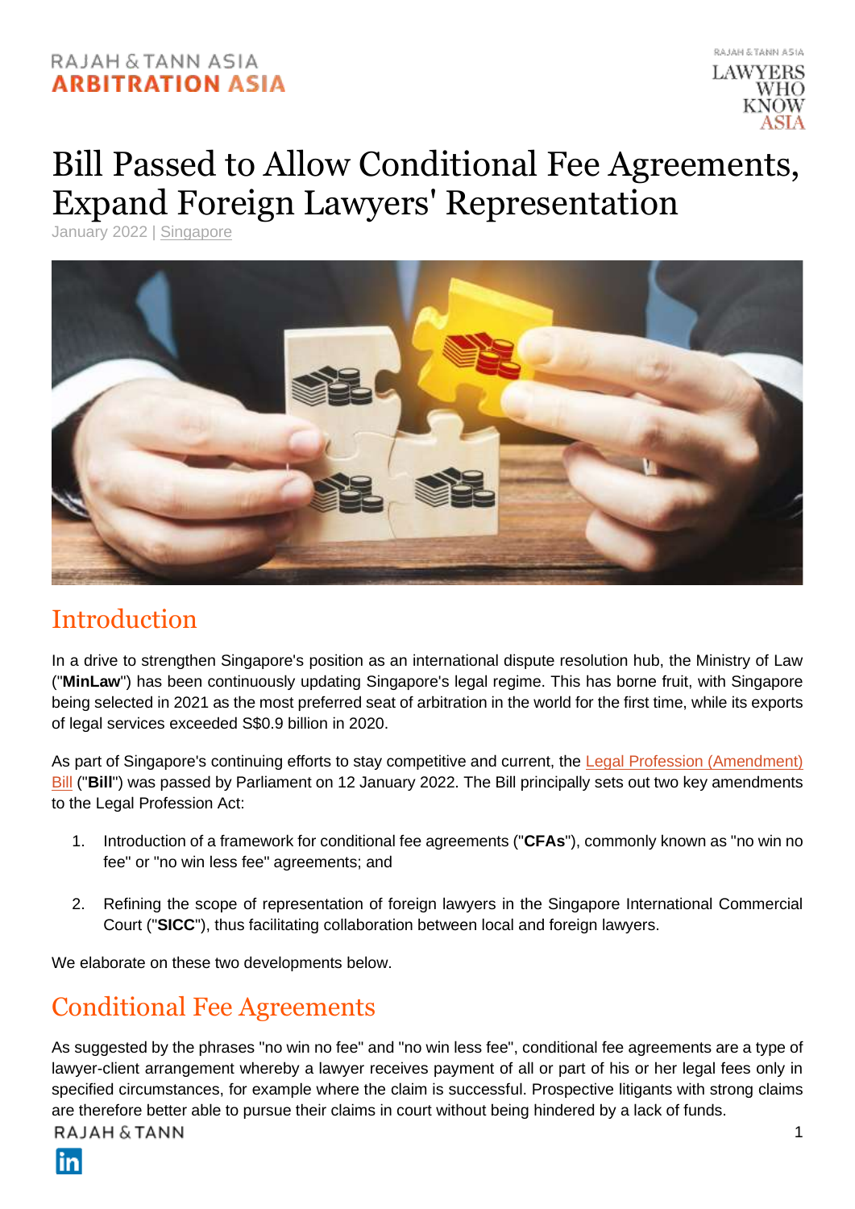# Bill Passed to Allow Conditional Fee Agreements, Expand Foreign Lawyers' Representation

January 2022 | Singapore

## Introduction

In a drive to strengthen Singapore's position as an international dispute resolution hub, the Ministry of Law ("**MinLaw**") has been continuously updating Singapore's legal regime. This has borne fruit, with Singapore being selected in 2021 as the most preferred seat of arbitration in the world for the first time, while its exports of legal services exceeded S$0.9 billion in 2020.

As part of Singapore's continuing efforts to stay competitive and current, the Legal Profession (Amendment) Bill ("**Bill**") was passed by Parliament on 12 January 2022. The Bill principally sets out two key amendments to the Legal Profession Act:

1. Introduction of a framework for conditional fee agreements ("**CFAs**"), commonly known as "no win no fee" or "no win less fee" agreements; and
2. Refining the scope of representation of foreign lawyers in the Singapore International Commercial Court ("**SICC**"), thus facilitating collaboration between local and foreign lawyers.

We elaborate on these two developments below.

## Conditional Fee Agreements

As suggested by the phrases "no win no fee" and "no win less fee", conditional fee agreements are a type of lawyer-client arrangement whereby a lawyer receives payment of all or part of his or her legal fees only in specified circumstances, for example where the claim is successful. Prospective litigants with strong claims are therefore better able to pursue their claims in court without being hindered by a lack of funds.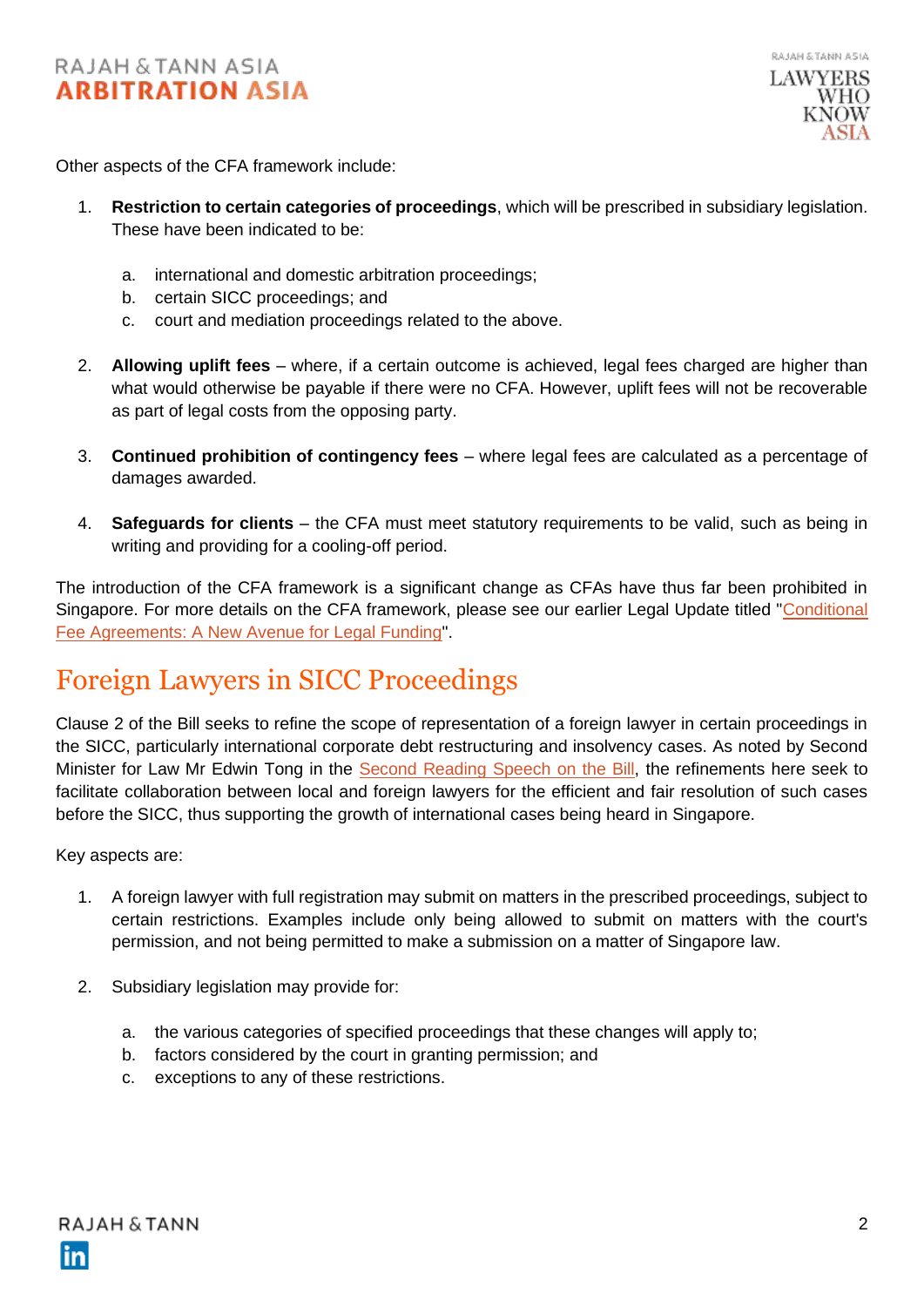Other aspects of the CFA framework include:

1. **Restriction to certain categories of proceedings**, which will be prescribed in subsidiary legislation. These have been indicated to be:

    a. international and domestic arbitration proceedings;
    b. certain SICC proceedings; and
    c. court and mediation proceedings related to the above.

2. **Allowing uplift fees** – where, if a certain outcome is achieved, legal fees charged are higher than what would otherwise be payable if there were no CFA. However, uplift fees will not be recoverable as part of legal costs from the opposing party.

3. **Continued prohibition of contingency fees** – where legal fees are calculated as a percentage of damages awarded.

4. **Safeguards for clients** – the CFA must meet statutory requirements to be valid, such as being in writing and providing for a cooling-off period.

The introduction of the CFA framework is a significant change as CFAs have thus far been prohibited in Singapore. For more details on the CFA framework, please see our earlier Legal Update titled "Conditional Fee Agreements: A New Avenue for Legal Funding".

## Foreign Lawyers in SICC Proceedings

Clause 2 of the Bill seeks to refine the scope of representation of a foreign lawyer in certain proceedings in the SICC, particularly international corporate debt restructuring and insolvency cases. As noted by Second Minister for Law Mr Edwin Tong in the Second Reading Speech on the Bill, the refinements here seek to facilitate collaboration between local and foreign lawyers for the efficient and fair resolution of such cases before the SICC, thus supporting the growth of international cases being heard in Singapore.

Key aspects are:

1. A foreign lawyer with full registration may submit on matters in the prescribed proceedings, subject to certain restrictions. Examples include only being allowed to submit on matters with the court's permission, and not being permitted to make a submission on a matter of Singapore law.

2. Subsidiary legislation may provide for:

    a. the various categories of specified proceedings that these changes will apply to;
    b. factors considered by the court in granting permission; and
    c. exceptions to any of these restrictions.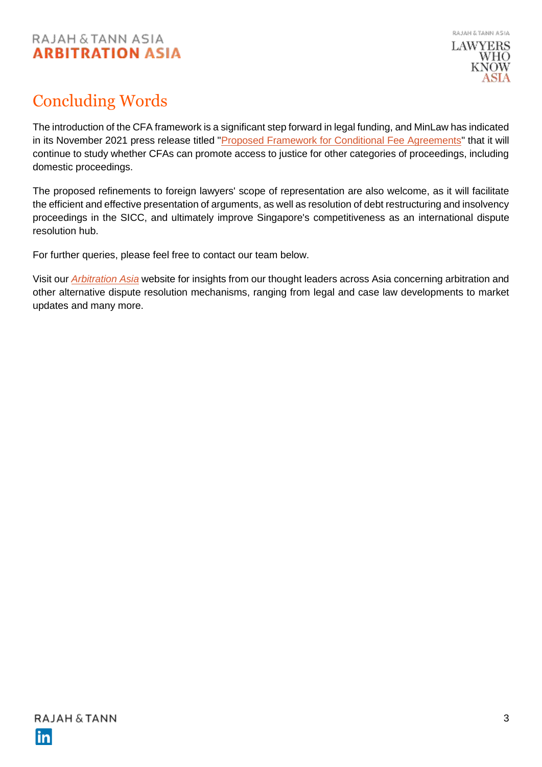# Concluding Words

The introduction of the CFA framework is a significant step forward in legal funding, and MinLaw has indicated in its November 2021 press release titled "Proposed Framework for Conditional Fee Agreements" that it will continue to study whether CFAs can promote access to justice for other categories of proceedings, including domestic proceedings.

The proposed refinements to foreign lawyers' scope of representation are also welcome, as it will facilitate the efficient and effective presentation of arguments, as well as resolution of debt restructuring and insolvency proceedings in the SICC, and ultimately improve Singapore's competitiveness as an international dispute resolution hub.

For further queries, please feel free to contact our team below.

Visit our *Arbitration Asia* website for insights from our thought leaders across Asia concerning arbitration and other alternative dispute resolution mechanisms, ranging from legal and case law developments to market updates and many more.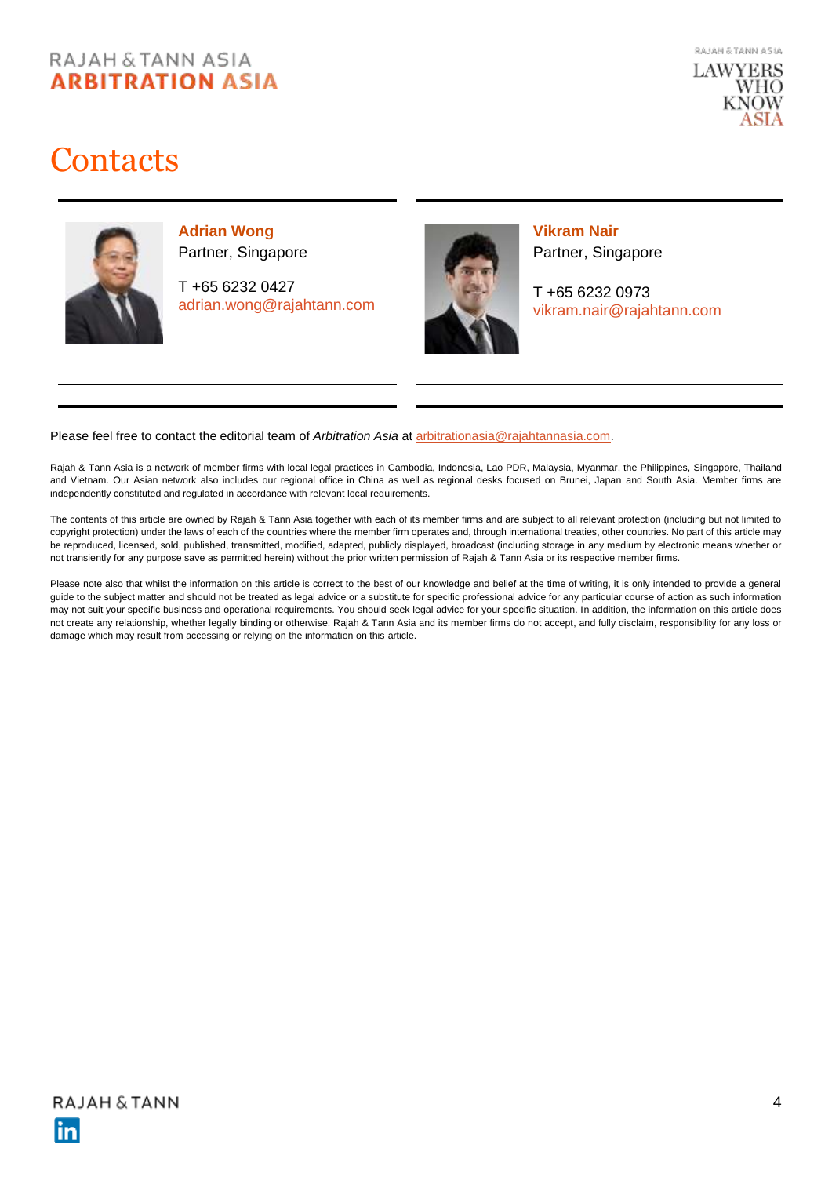# Contacts

**Adrian Wong**
Partner, Singapore

T +65 6232 0427
adrian.wong@rajahtann.com

**Vikram Nair**
Partner, Singapore

T +65 6232 0973
vikram.nair@rajahtann.com

Please feel free to contact the editorial team of *Arbitration Asia* at arbitrationasia@rajahtannasia.com.

Rajah & Tann Asia is a network of member firms with local legal practices in Cambodia, Indonesia, Lao PDR, Malaysia, Myanmar, the Philippines, Singapore, Thailand and Vietnam. Our Asian network also includes our regional office in China as well as regional desks focused on Brunei, Japan and South Asia. Member firms are independently constituted and regulated in accordance with relevant local requirements.

The contents of this article are owned by Rajah & Tann Asia together with each of its member firms and are subject to all relevant protection (including but not limited to copyright protection) under the laws of each of the countries where the member firm operates and, through international treaties, other countries. No part of this article may be reproduced, licensed, sold, published, transmitted, modified, adapted, publicly displayed, broadcast (including storage in any medium by electronic means whether or not transiently for any purpose save as permitted herein) without the prior written permission of Rajah & Tann Asia or its respective member firms.

Please note also that whilst the information on this article is correct to the best of our knowledge and belief at the time of writing, it is only intended to provide a general guide to the subject matter and should not be treated as legal advice or a substitute for specific professional advice for any particular course of action as such information may not suit your specific business and operational requirements. You should seek legal advice for your specific situation. In addition, the information on this article does not create any relationship, whether legally binding or otherwise. Rajah & Tann Asia and its member firms do not accept, and fully disclaim, responsibility for any loss or damage which may result from accessing or relying on the information on this article.